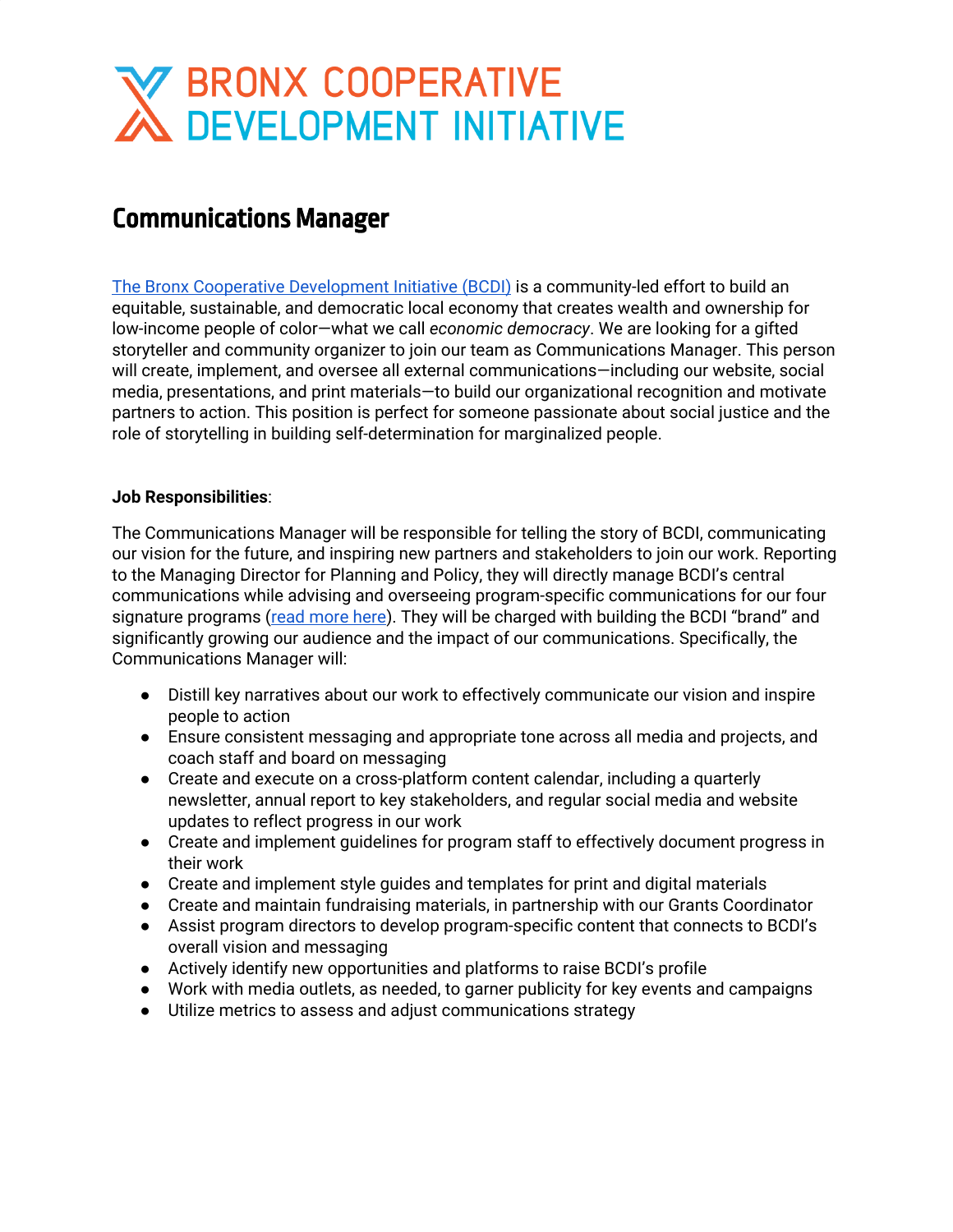# BRONX COOPERATIVE DEVELOPMENT INITIATIVE

## Communications Manager

[The Bronx Cooperative Development Initiative (BCDI)] is a community-led effort to build an equitable, sustainable, and democratic local economy that creates wealth and ownership for low-income people of color—what we call *economic democracy*. We are looking for a gifted storyteller and community organizer to join our team as Communications Manager. This person will create, implement, and oversee all external communications—including our website, social media, presentations, and print materials—to build our organizational recognition and motivate partners to action. This position is perfect for someone passionate about social justice and the role of storytelling in building self-determination for marginalized people.

**Job Responsibilities**:

The Communications Manager will be responsible for telling the story of BCDI, communicating our vision for the future, and inspiring new partners and stakeholders to join our work. Reporting to the Managing Director for Planning and Policy, they will directly manage BCDI's central communications while advising and overseeing program-specific communications for our four signature programs ([read more here]). They will be charged with building the BCDI "brand" and significantly growing our audience and the impact of our communications. Specifically, the Communications Manager will:

- Distill key narratives about our work to effectively communicate our vision and inspire people to action
- Ensure consistent messaging and appropriate tone across all media and projects, and coach staff and board on messaging
- Create and execute on a cross-platform content calendar, including a quarterly newsletter, annual report to key stakeholders, and regular social media and website updates to reflect progress in our work
- Create and implement guidelines for program staff to effectively document progress in their work
- Create and implement style guides and templates for print and digital materials
- Create and maintain fundraising materials, in partnership with our Grants Coordinator
- Assist program directors to develop program-specific content that connects to BCDI's overall vision and messaging
- Actively identify new opportunities and platforms to raise BCDI's profile
- Work with media outlets, as needed, to garner publicity for key events and campaigns
- Utilize metrics to assess and adjust communications strategy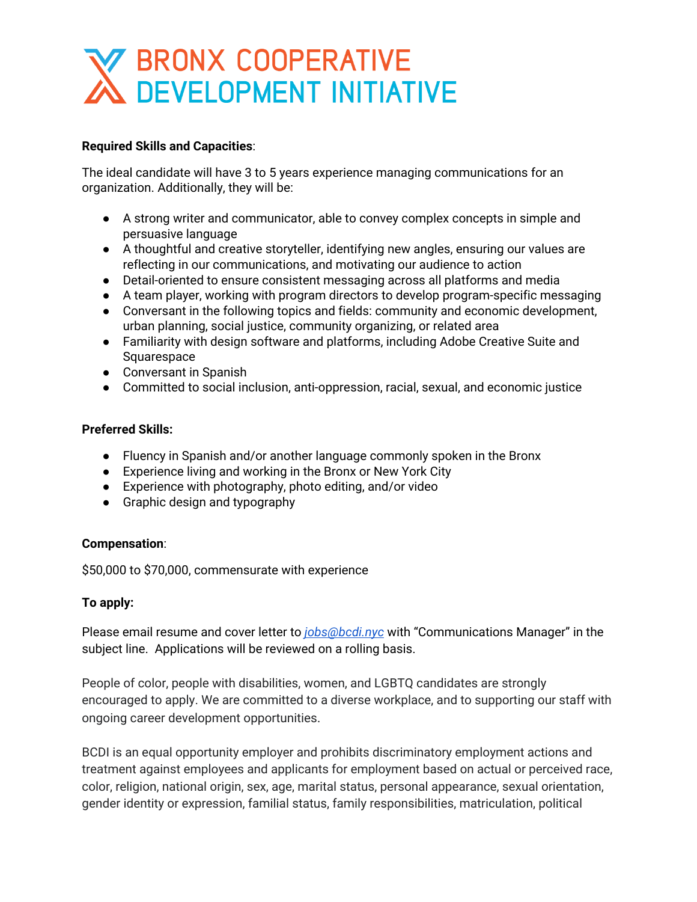BRONX COOPERATIVE DEVELOPMENT INITIATIVE

**Required Skills and Capacities**:

The ideal candidate will have 3 to 5 years experience managing communications for an organization. Additionally, they will be:

- A strong writer and communicator, able to convey complex concepts in simple and persuasive language
- A thoughtful and creative storyteller, identifying new angles, ensuring our values are reflecting in our communications, and motivating our audience to action
- Detail-oriented to ensure consistent messaging across all platforms and media
- A team player, working with program directors to develop program-specific messaging
- Conversant in the following topics and fields: community and economic development, urban planning, social justice, community organizing, or related area
- Familiarity with design software and platforms, including Adobe Creative Suite and Squarespace
- Conversant in Spanish
- Committed to social inclusion, anti-oppression, racial, sexual, and economic justice

**Preferred Skills:**

- Fluency in Spanish and/or another language commonly spoken in the Bronx
- Experience living and working in the Bronx or New York City
- Experience with photography, photo editing, and/or video
- Graphic design and typography

**Compensation**:

$50,000 to $70,000, commensurate with experience

**To apply:**

Please email resume and cover letter to *jobs@bcdi.nyc* with "Communications Manager" in the subject line. Applications will be reviewed on a rolling basis.

People of color, people with disabilities, women, and LGBTQ candidates are strongly encouraged to apply. We are committed to a diverse workplace, and to supporting our staff with ongoing career development opportunities.

BCDI is an equal opportunity employer and prohibits discriminatory employment actions and treatment against employees and applicants for employment based on actual or perceived race, color, religion, national origin, sex, age, marital status, personal appearance, sexual orientation, gender identity or expression, familial status, family responsibilities, matriculation, political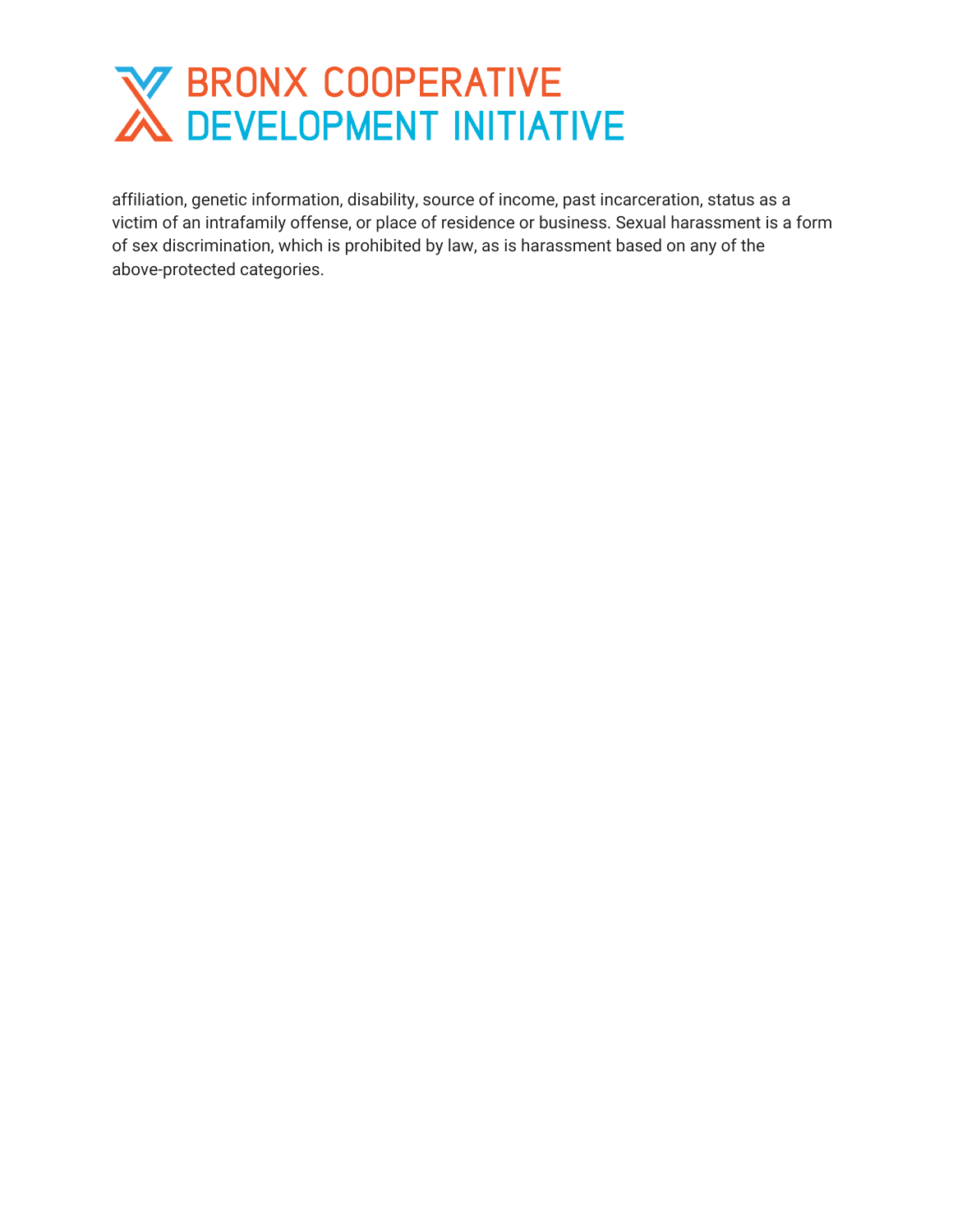affiliation, genetic information, disability, source of income, past incarceration, status as a victim of an intrafamily offense, or place of residence or business. Sexual harassment is a form of sex discrimination, which is prohibited by law, as is harassment based on any of the above-protected categories.